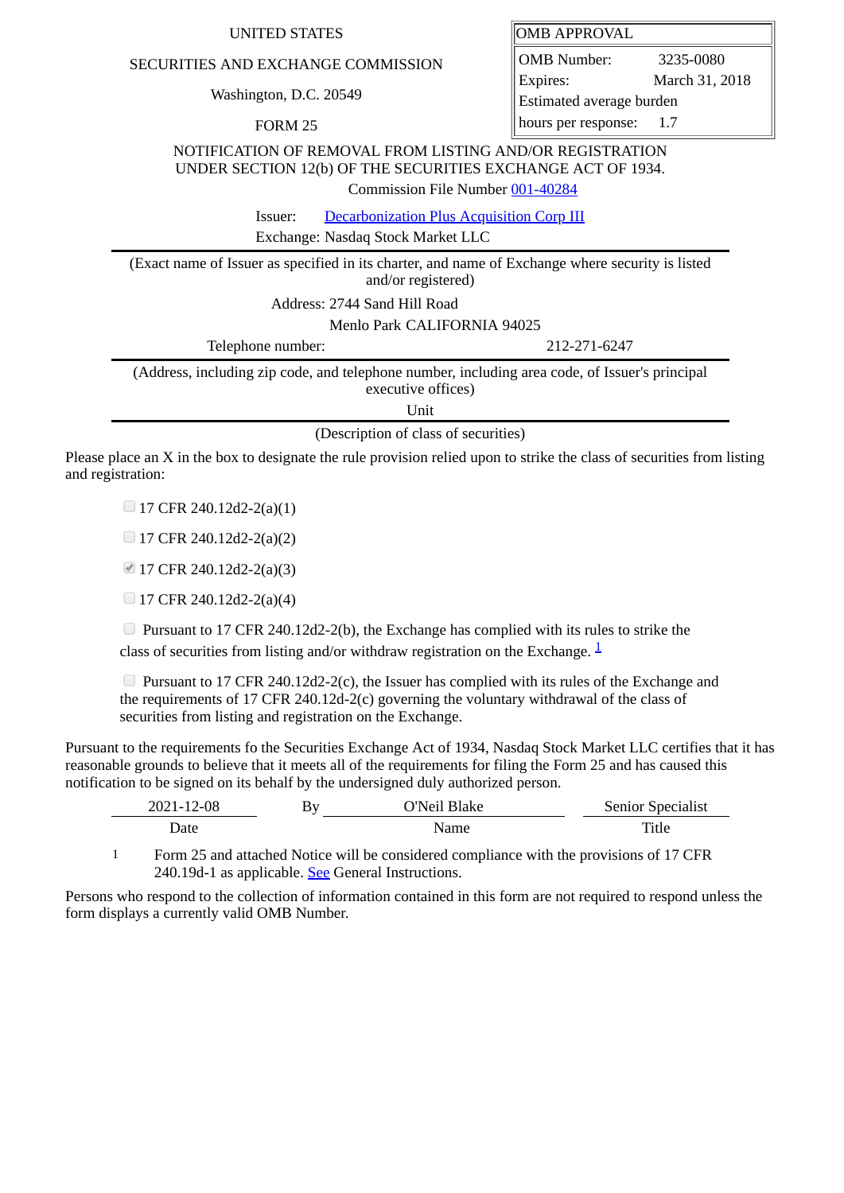UNITED STATES

SECURITIES AND EXCHANGE COMMISSION

Washington, D.C. 20549

FORM 25

| OMB APPROVAL | |
|---|---|
| OMB Number: | 3235-0080 |
| Expires: | March 31, 2018 |
| Estimated average burden hours per response: | 1.7 |

NOTIFICATION OF REMOVAL FROM LISTING AND/OR REGISTRATION UNDER SECTION 12(b) OF THE SECURITIES EXCHANGE ACT OF 1934.

Commission File Number 001-40284

Issuer: Decarbonization Plus Acquisition Corp III

Exchange: Nasdaq Stock Market LLC

(Exact name of Issuer as specified in its charter, and name of Exchange where security is listed and/or registered)

Address: 2744 Sand Hill Road

Menlo Park CALIFORNIA 94025

Telephone number: 212-271-6247

(Address, including zip code, and telephone number, including area code, of Issuer's principal executive offices)

Unit

(Description of class of securities)

Please place an X in the box to designate the rule provision relied upon to strike the class of securities from listing and registration:

- [ ] 17 CFR 240.12d2-2(a)(1)
- [ ] 17 CFR 240.12d2-2(a)(2)
- [x] 17 CFR 240.12d2-2(a)(3)
- [ ] 17 CFR 240.12d2-2(a)(4)
- [ ] Pursuant to 17 CFR 240.12d2-2(b), the Exchange has complied with its rules to strike the class of securities from listing and/or withdraw registration on the Exchange. [1]
- [ ] Pursuant to 17 CFR 240.12d2-2(c), the Issuer has complied with its rules of the Exchange and the requirements of 17 CFR 240.12d-2(c) governing the voluntary withdrawal of the class of securities from listing and registration on the Exchange.

Pursuant to the requirements fo the Securities Exchange Act of 1934, Nasdaq Stock Market LLC certifies that it has reasonable grounds to believe that it meets all of the requirements for filing the Form 25 and has caused this notification to be signed on its behalf by the undersigned duly authorized person.

| Date | By | Name | Title |
|---|---|---|---|
| 2021-12-08 | | O'Neil Blake | Senior Specialist |

1 Form 25 and attached Notice will be considered compliance with the provisions of 17 CFR 240.19d-1 as applicable. See General Instructions.

Persons who respond to the collection of information contained in this form are not required to respond unless the form displays a currently valid OMB Number.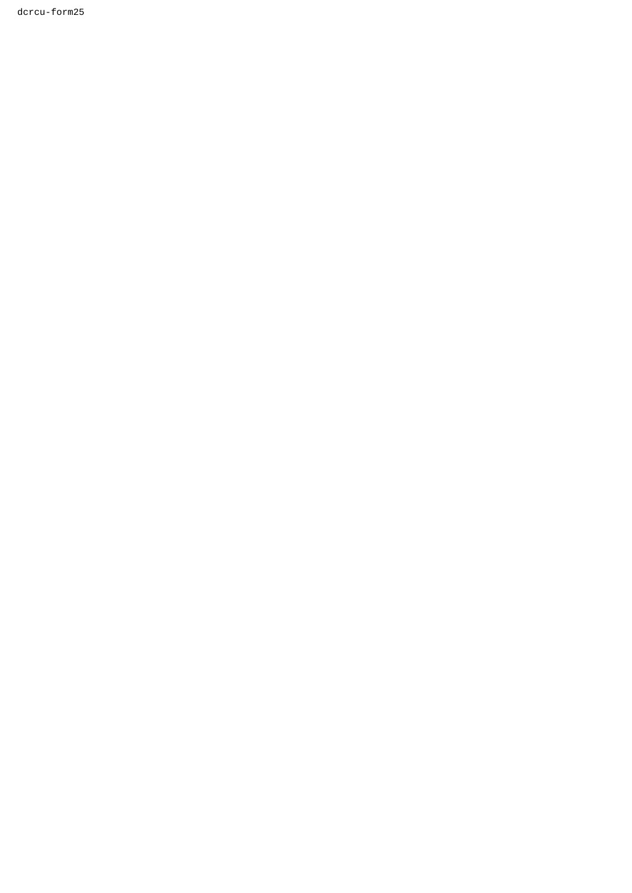dcrcu-form25